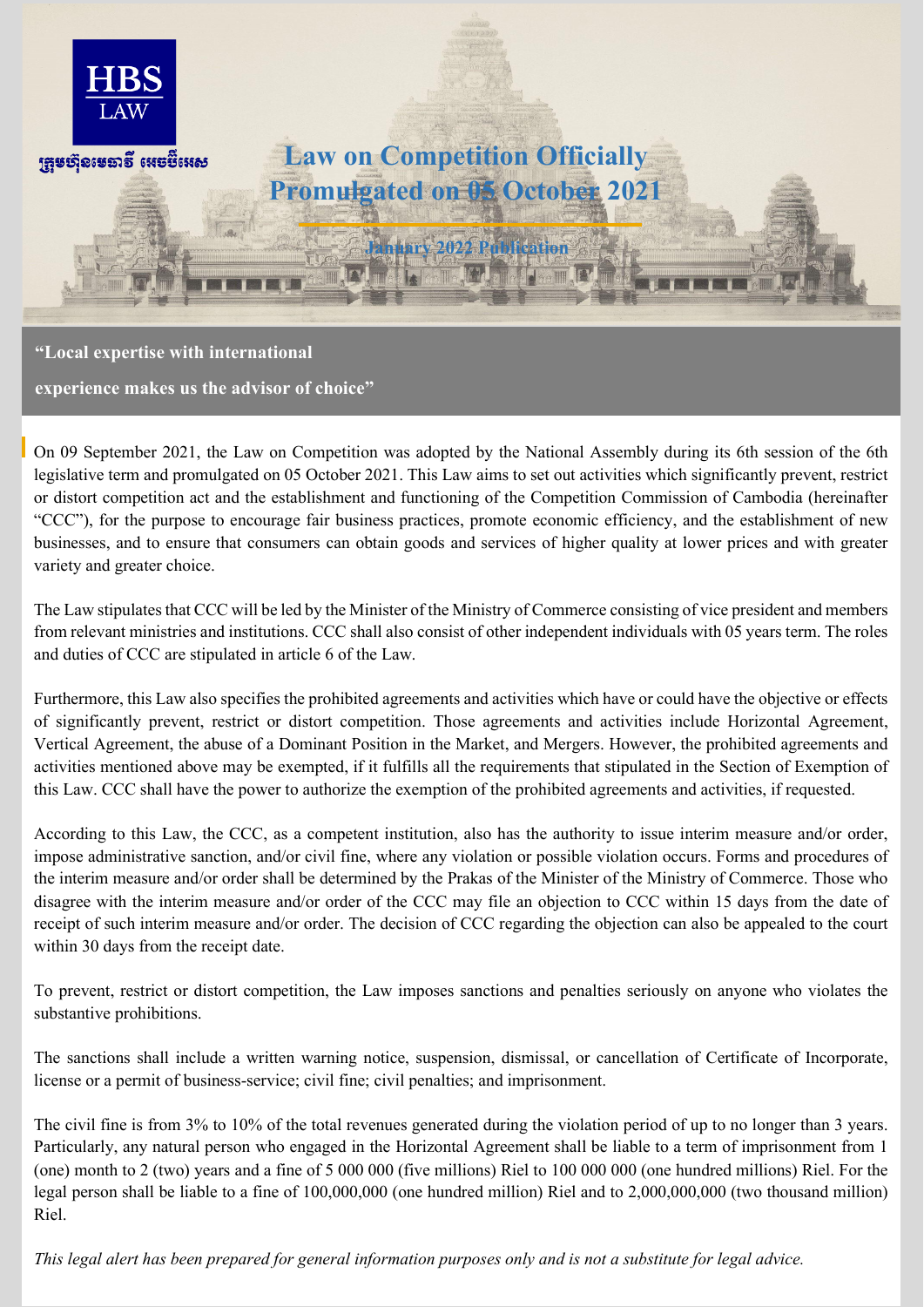HBS LAW

ក្រុមហ៊ុនមេធាវី អេចប៊ីអេស

# Law on Competition Officially Promulgated on 05 October 2021

January 2022 Publication

**"Local expertise with international experience makes us the advisor of choice"**

On 09 September 2021, the Law on Competition was adopted by the National Assembly during its 6th session of the 6th legislative term and promulgated on 05 October 2021. This Law aims to set out activities which significantly prevent, restrict or distort competition act and the establishment and functioning of the Competition Commission of Cambodia (hereinafter "CCC"), for the purpose to encourage fair business practices, promote economic efficiency, and the establishment of new businesses, and to ensure that consumers can obtain goods and services of higher quality at lower prices and with greater variety and greater choice.

The Law stipulates that CCC will be led by the Minister of the Ministry of Commerce consisting of vice president and members from relevant ministries and institutions. CCC shall also consist of other independent individuals with 05 years term. The roles and duties of CCC are stipulated in article 6 of the Law.

Furthermore, this Law also specifies the prohibited agreements and activities which have or could have the objective or effects of significantly prevent, restrict or distort competition. Those agreements and activities include Horizontal Agreement, Vertical Agreement, the abuse of a Dominant Position in the Market, and Mergers. However, the prohibited agreements and activities mentioned above may be exempted, if it fulfills all the requirements that stipulated in the Section of Exemption of this Law. CCC shall have the power to authorize the exemption of the prohibited agreements and activities, if requested.

According to this Law, the CCC, as a competent institution, also has the authority to issue interim measure and/or order, impose administrative sanction, and/or civil fine, where any violation or possible violation occurs. Forms and procedures of the interim measure and/or order shall be determined by the Prakas of the Minister of the Ministry of Commerce. Those who disagree with the interim measure and/or order of the CCC may file an objection to CCC within 15 days from the date of receipt of such interim measure and/or order. The decision of CCC regarding the objection can also be appealed to the court within 30 days from the receipt date.

To prevent, restrict or distort competition, the Law imposes sanctions and penalties seriously on anyone who violates the substantive prohibitions.

The sanctions shall include a written warning notice, suspension, dismissal, or cancellation of Certificate of Incorporate, license or a permit of business-service; civil fine; civil penalties; and imprisonment.

The civil fine is from 3% to 10% of the total revenues generated during the violation period of up to no longer than 3 years. Particularly, any natural person who engaged in the Horizontal Agreement shall be liable to a term of imprisonment from 1 (one) month to 2 (two) years and a fine of 5 000 000 (five millions) Riel to 100 000 000 (one hundred millions) Riel. For the legal person shall be liable to a fine of 100,000,000 (one hundred million) Riel and to 2,000,000,000 (two thousand million) Riel.

*This legal alert has been prepared for general information purposes only and is not a substitute for legal advice.*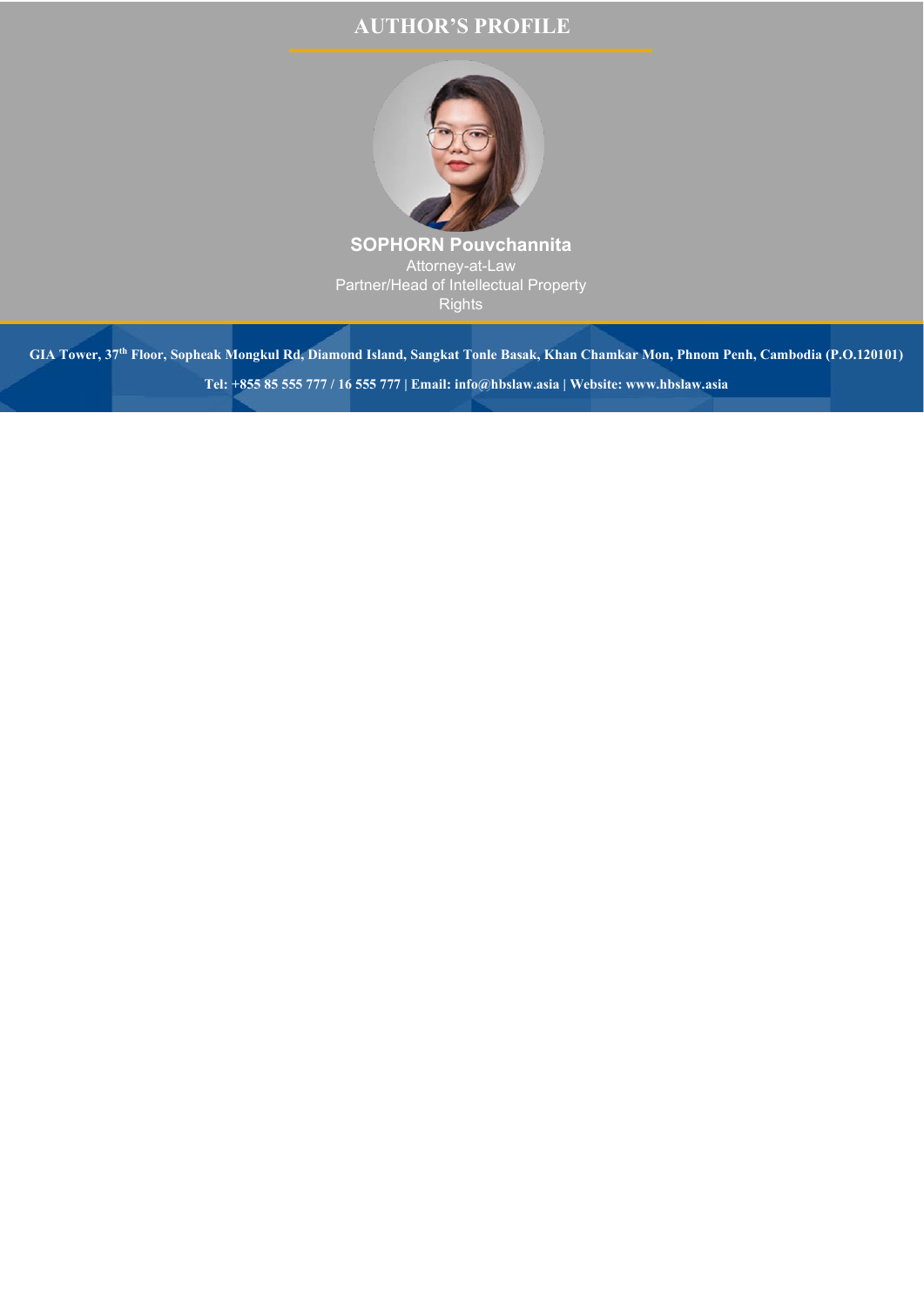# AUTHOR'S PROFILE

**SOPHORN Pouvchannita**

Attorney-at-Law

Partner/Head of Intellectual Property Rights

**GIA Tower, 37th Floor, Sopheak Mongkul Rd, Diamond Island, Sangkat Tonle Basak, Khan Chamkar Mon, Phnom Penh, Cambodia (P.O.120101)**

**Tel: +855 85 555 777 / 16 555 777 | Email: info@hbslaw.asia | Website: www.hbslaw.asia**